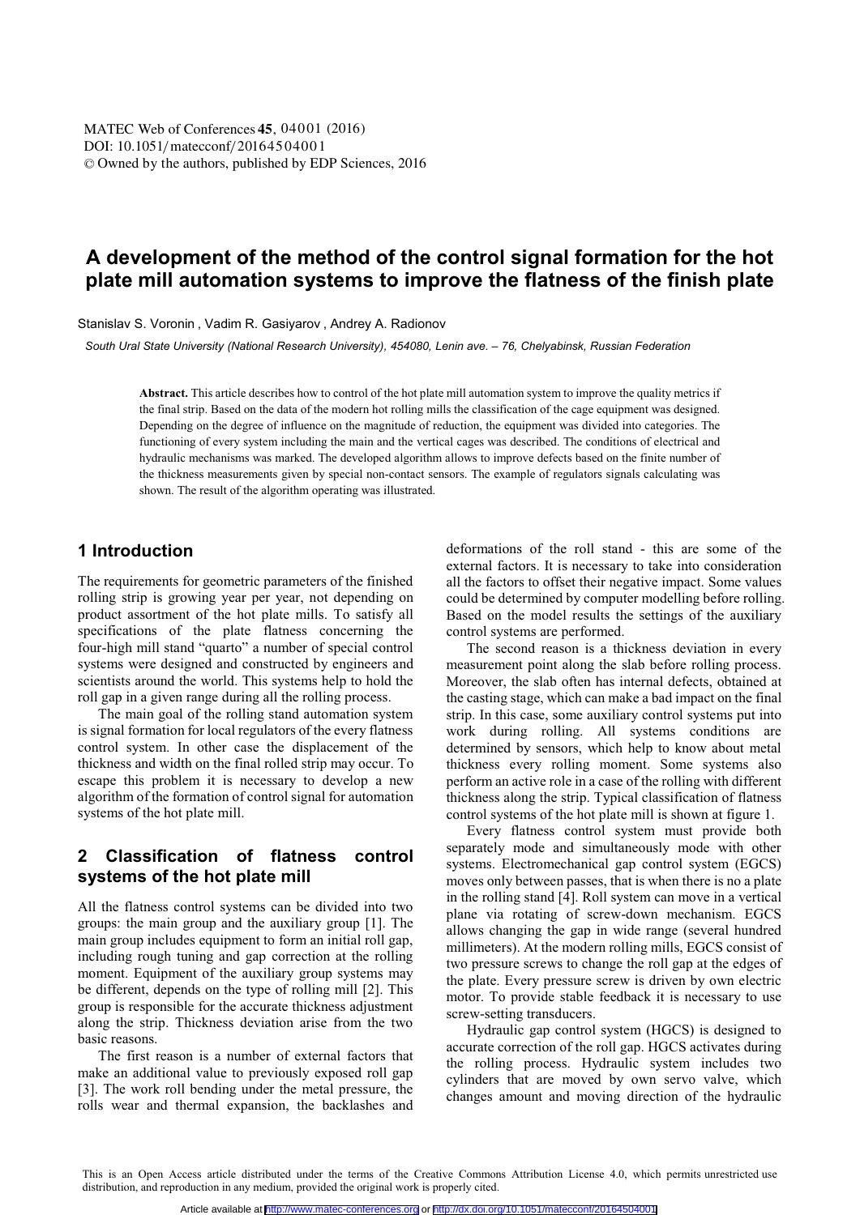# A development of the method of the control signal formation for the hot plate mill automation systems to improve the flatness of the finish plate

Stanislav S. Voronin , Vadim R. Gasiyarov , Andrey A. Radionov

*South Ural State University (National Research University), 454080, Lenin ave. – 76, Chelyabinsk, Russian Federation*

**Abstract.** This article describes how to control of the hot plate mill automation system to improve the quality metrics if the final strip. Based on the data of the modern hot rolling mills the classification of the cage equipment was designed. Depending on the degree of influence on the magnitude of reduction, the equipment was divided into categories. The functioning of every system including the main and the vertical cages was described. The conditions of electrical and hydraulic mechanisms was marked. The developed algorithm allows to improve defects based on the finite number of the thickness measurements given by special non-contact sensors. The example of regulators signals calculating was shown. The result of the algorithm operating was illustrated.

## 1 Introduction

The requirements for geometric parameters of the finished rolling strip is growing year per year, not depending on product assortment of the hot plate mills. To satisfy all specifications of the plate flatness concerning the four-high mill stand "quarto" a number of special control systems were designed and constructed by engineers and scientists around the world. This systems help to hold the roll gap in a given range during all the rolling process.

The main goal of the rolling stand automation system is signal formation for local regulators of the every flatness control system. In other case the displacement of the thickness and width on the final rolled strip may occur. To escape this problem it is necessary to develop a new algorithm of the formation of control signal for automation systems of the hot plate mill.

## 2 Classification of flatness control systems of the hot plate mill

All the flatness control systems can be divided into two groups: the main group and the auxiliary group [1]. The main group includes equipment to form an initial roll gap, including rough tuning and gap correction at the rolling moment. Equipment of the auxiliary group systems may be different, depends on the type of rolling mill [2]. This group is responsible for the accurate thickness adjustment along the strip. Thickness deviation arise from the two basic reasons.

The first reason is a number of external factors that make an additional value to previously exposed roll gap [3]. The work roll bending under the metal pressure, the rolls wear and thermal expansion, the backlashes and deformations of the roll stand - this are some of the external factors. It is necessary to take into consideration all the factors to offset their negative impact. Some values could be determined by computer modelling before rolling. Based on the model results the settings of the auxiliary control systems are performed.

The second reason is a thickness deviation in every measurement point along the slab before rolling process. Moreover, the slab often has internal defects, obtained at the casting stage, which can make a bad impact on the final strip. In this case, some auxiliary control systems put into work during rolling. All systems conditions are determined by sensors, which help to know about metal thickness every rolling moment. Some systems also perform an active role in a case of the rolling with different thickness along the strip. Typical classification of flatness control systems of the hot plate mill is shown at figure 1.

Every flatness control system must provide both separately mode and simultaneously mode with other systems. Electromechanical gap control system (EGCS) moves only between passes, that is when there is no a plate in the rolling stand [4]. Roll system can move in a vertical plane via rotating of screw-down mechanism. EGCS allows changing the gap in wide range (several hundred millimeters). At the modern rolling mills, EGCS consist of two pressure screws to change the roll gap at the edges of the plate. Every pressure screw is driven by own electric motor. To provide stable feedback it is necessary to use screw-setting transducers.

Hydraulic gap control system (HGCS) is designed to accurate correction of the roll gap. HGCS activates during the rolling process. Hydraulic system includes two cylinders that are moved by own servo valve, which changes amount and moving direction of the hydraulic

This is an Open Access article distributed under the terms of the Creative Commons Attribution License 4.0, which permits unrestricted use distribution, and reproduction in any medium, provided the original work is properly cited.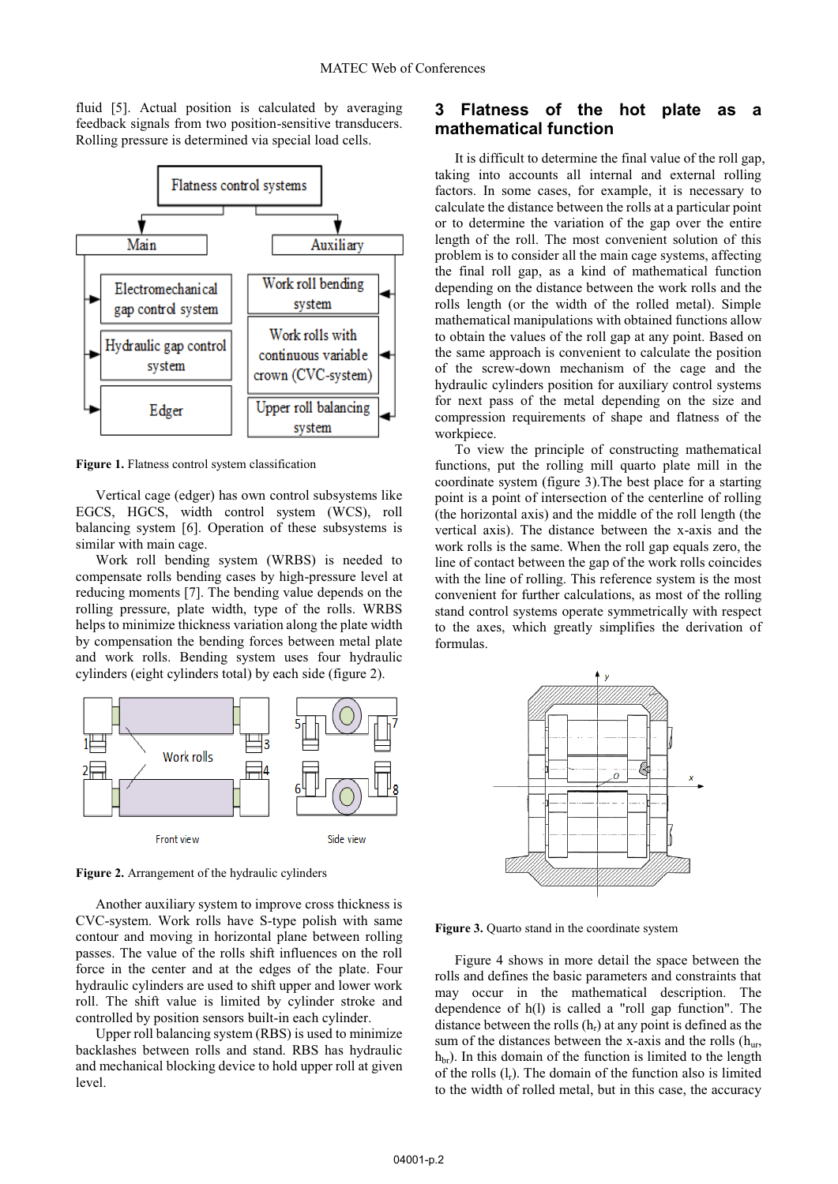fluid [5]. Actual position is calculated by averaging feedback signals from two position-sensitive transducers. Rolling pressure is determined via special load cells.

**Figure 1.** Flatness control system classification

Vertical cage (edger) has own control subsystems like EGCS, HGCS, width control system (WCS), roll balancing system [6]. Operation of these subsystems is similar with main cage.

Work roll bending system (WRBS) is needed to compensate rolls bending cases by high-pressure level at reducing moments [7]. The bending value depends on the rolling pressure, plate width, type of the rolls. WRBS helps to minimize thickness variation along the plate width by compensation the bending forces between metal plate and work rolls. Bending system uses four hydraulic cylinders (eight cylinders total) by each side (figure 2).

**Figure 2.** Arrangement of the hydraulic cylinders

Another auxiliary system to improve cross thickness is CVC-system. Work rolls have S-type polish with same contour and moving in horizontal plane between rolling passes. The value of the rolls shift influences on the roll force in the center and at the edges of the plate. Four hydraulic cylinders are used to shift upper and lower work roll. The shift value is limited by cylinder stroke and controlled by position sensors built-in each cylinder.

Upper roll balancing system (RBS) is used to minimize backlashes between rolls and stand. RBS has hydraulic and mechanical blocking device to hold upper roll at given level.

## 3 Flatness of the hot plate as a mathematical function

It is difficult to determine the final value of the roll gap, taking into accounts all internal and external rolling factors. In some cases, for example, it is necessary to calculate the distance between the rolls at a particular point or to determine the variation of the gap over the entire length of the roll. The most convenient solution of this problem is to consider all the main cage systems, affecting the final roll gap, as a kind of mathematical function depending on the distance between the work rolls and the rolls length (or the width of the rolled metal). Simple mathematical manipulations with obtained functions allow to obtain the values of the roll gap at any point. Based on the same approach is convenient to calculate the position of the screw-down mechanism of the cage and the hydraulic cylinders position for auxiliary control systems for next pass of the metal depending on the size and compression requirements of shape and flatness of the workpiece.

To view the principle of constructing mathematical functions, put the rolling mill quarto plate mill in the coordinate system (figure 3).The best place for a starting point is a point of intersection of the centerline of rolling (the horizontal axis) and the middle of the roll length (the vertical axis). The distance between the x-axis and the work rolls is the same. When the roll gap equals zero, the line of contact between the gap of the work rolls coincides with the line of rolling. This reference system is the most convenient for further calculations, as most of the rolling stand control systems operate symmetrically with respect to the axes, which greatly simplifies the derivation of formulas.

**Figure 3.** Quarto stand in the coordinate system

Figure 4 shows in more detail the space between the rolls and defines the basic parameters and constraints that may occur in the mathematical description. The dependence of h(l) is called a "roll gap function". The distance between the rolls ($h_r$) at any point is defined as the sum of the distances between the x-axis and the rolls ($h_{ur}$, $h_{br}$). In this domain of the function is limited to the length of the rolls ($l_r$). The domain of the function also is limited to the width of rolled metal, but in this case, the accuracy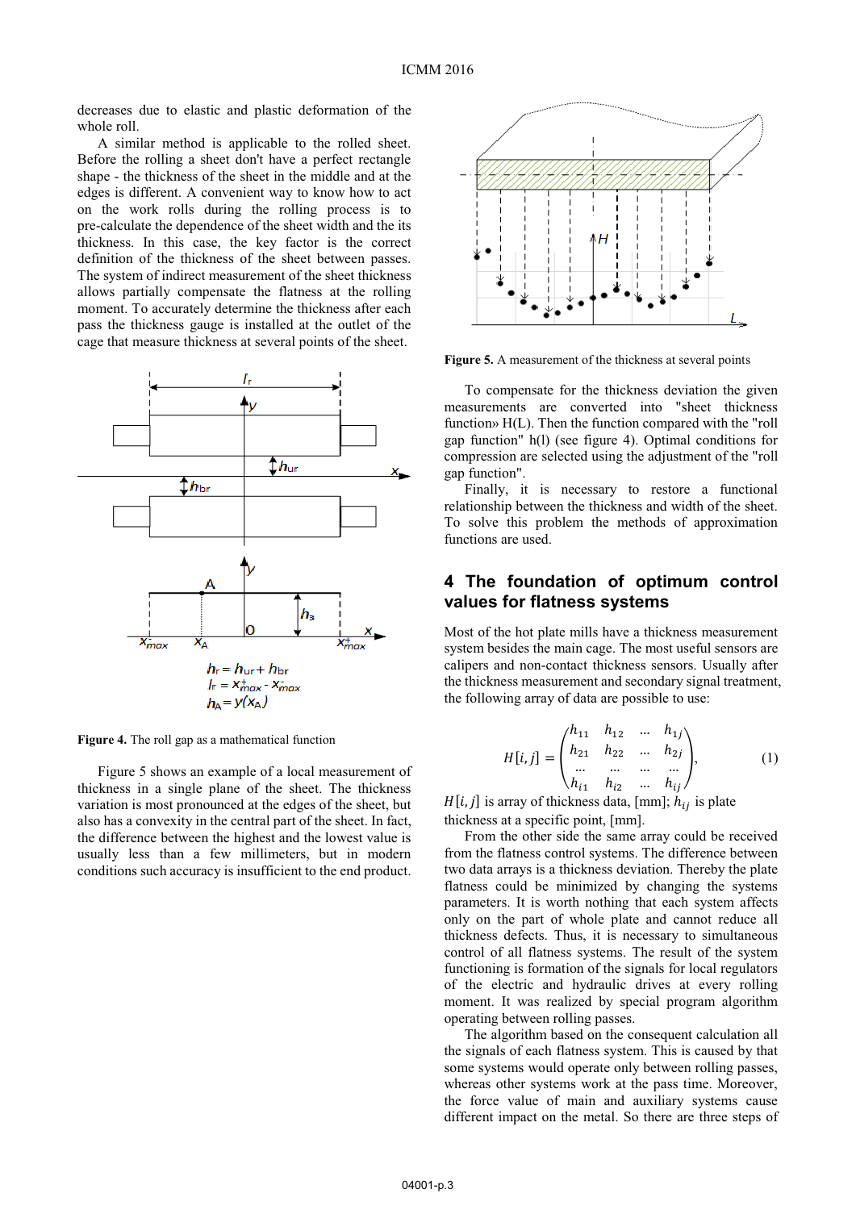decreases due to elastic and plastic deformation of the whole roll.

A similar method is applicable to the rolled sheet. Before the rolling a sheet don't have a perfect rectangle shape - the thickness of the sheet in the middle and at the edges is different. A convenient way to know how to act on the work rolls during the rolling process is to pre-calculate the dependence of the sheet width and the its thickness. In this case, the key factor is the correct definition of the thickness of the sheet between passes. The system of indirect measurement of the sheet thickness allows partially compensate the flatness at the rolling moment. To accurately determine the thickness after each pass the thickness gauge is installed at the outlet of the cage that measure thickness at several points of the sheet.

$h_r = h_{ur} + h_{br}$

$l_r = x^+_{max} - x^-_{max}$

$h_A = y(x_A)$

**Figure 4.** The roll gap as a mathematical function

Figure 5 shows an example of a local measurement of thickness in a single plane of the sheet. The thickness variation is most pronounced at the edges of the sheet, but also has a convexity in the central part of the sheet. In fact, the difference between the highest and the lowest value is usually less than a few millimeters, but in modern conditions such accuracy is insufficient to the end product.

**Figure 5.** A measurement of the thickness at several points

To compensate for the thickness deviation the given measurements are converted into "sheet thickness function» H(L). Then the function compared with the "roll gap function" h(l) (see figure 4). Optimal conditions for compression are selected using the adjustment of the "roll gap function".

Finally, it is necessary to restore a functional relationship between the thickness and width of the sheet. To solve this problem the methods of approximation functions are used.

## 4 The foundation of optimum control values for flatness systems

Most of the hot plate mills have a thickness measurement system besides the main cage. The most useful sensors are calipers and non-contact thickness sensors. Usually after the thickness measurement and secondary signal treatment, the following array of data are possible to use:

$$H[i,j] = \begin{pmatrix} h_{11} & h_{12} & \dots & h_{1j} \\ h_{21} & h_{22} & \dots & h_{2j} \\ \dots & \dots & \dots & \dots \\ h_{i1} & h_{i2} & \dots & h_{ij} \end{pmatrix}, \qquad (1)$$

$H[i,j]$ is array of thickness data, [mm]; $h_{ij}$ is plate thickness at a specific point, [mm].

From the other side the same array could be received from the flatness control systems. The difference between two data arrays is a thickness deviation. Thereby the plate flatness could be minimized by changing the systems parameters. It is worth nothing that each system affects only on the part of whole plate and cannot reduce all thickness defects. Thus, it is necessary to simultaneous control of all flatness systems. The result of the system functioning is formation of the signals for local regulators of the electric and hydraulic drives at every rolling moment. It was realized by special program algorithm operating between rolling passes.

The algorithm based on the consequent calculation all the signals of each flatness system. This is caused by that some systems would operate only between rolling passes, whereas other systems work at the pass time. Moreover, the force value of main and auxiliary systems cause different impact on the metal. So there are three steps of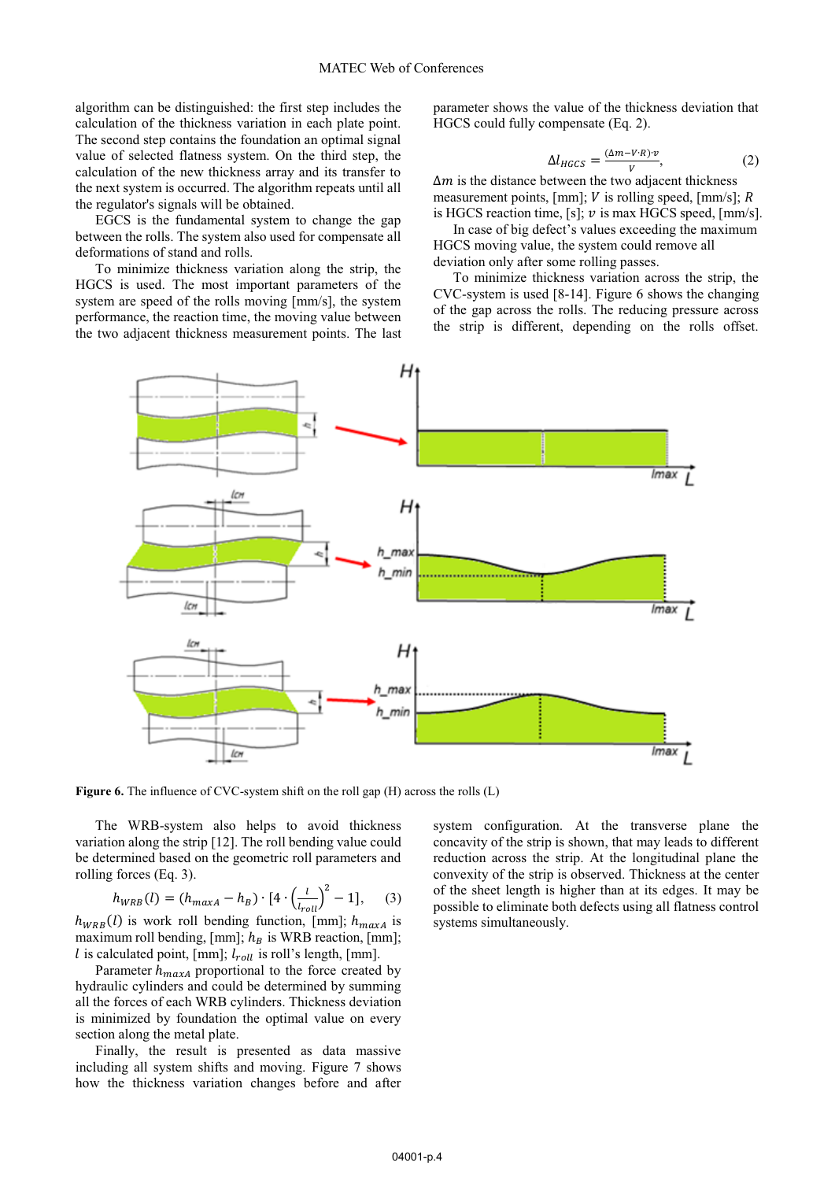algorithm can be distinguished: the first step includes the calculation of the thickness variation in each plate point. The second step contains the foundation an optimal signal value of selected flatness system. On the third step, the calculation of the new thickness array and its transfer to the next system is occurred. The algorithm repeats until all the regulator's signals will be obtained.

EGCS is the fundamental system to change the gap between the rolls. The system also used for compensate all deformations of stand and rolls.

To minimize thickness variation along the strip, the HGCS is used. The most important parameters of the system are speed of the rolls moving [mm/s], the system performance, the reaction time, the moving value between the two adjacent thickness measurement points. The last parameter shows the value of the thickness deviation that HGCS could fully compensate (Eq. 2).

$$\Delta l_{HGCS} = \frac{(\Delta m - V \cdot R) \cdot v}{V}, \tag{2}$$

$\Delta m$ is the distance between the two adjacent thickness measurement points, [mm]; $V$ is rolling speed, [mm/s]; $R$ is HGCS reaction time, [s]; $v$ is max HGCS speed, [mm/s].

In case of big defect's values exceeding the maximum HGCS moving value, the system could remove all deviation only after some rolling passes.

To minimize thickness variation across the strip, the CVC-system is used [8-14]. Figure 6 shows the changing of the gap across the rolls. The reducing pressure across the strip is different, depending on the rolls offset.

**Figure 6.** The influence of CVC-system shift on the roll gap (H) across the rolls (L)

The WRB-system also helps to avoid thickness variation along the strip [12]. The roll bending value could be determined based on the geometric roll parameters and rolling forces (Eq. 3).

$$h_{WRB}(l) = (h_{maxA} - h_B) \cdot [4 \cdot \left(\frac{l}{l_{roll}}\right)^2 - 1], \tag{3}$$

$h_{WRB}(l)$ is work roll bending function, [mm]; $h_{maxA}$ is maximum roll bending, [mm]; $h_B$ is WRB reaction, [mm]; $l$ is calculated point, [mm]; $l_{roll}$ is roll's length, [mm].

Parameter $h_{maxA}$ proportional to the force created by hydraulic cylinders and could be determined by summing all the forces of each WRB cylinders. Thickness deviation is minimized by foundation the optimal value on every section along the metal plate.

Finally, the result is presented as data massive including all system shifts and moving. Figure 7 shows how the thickness variation changes before and after system configuration. At the transverse plane the concavity of the strip is shown, that may leads to different reduction across the strip. At the longitudinal plane the convexity of the strip is observed. Thickness at the center of the sheet length is higher than at its edges. It may be possible to eliminate both defects using all flatness control systems simultaneously.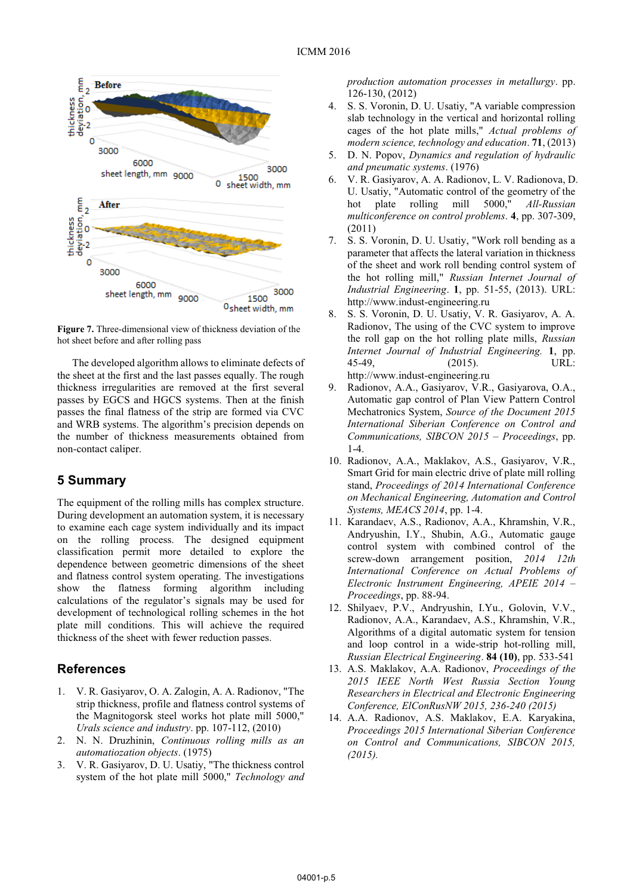Before

thickness deviation, mm

2
0
-2

0
3000
6000
sheet length, mm
9000

3000
1500
0
sheet width, mm

After

thickness deviation, mm

2
0
-2

0
3000
6000
sheet length, mm
9000

3000
1500
0
sheet width, mm

**Figure 7.** Three-dimensional view of thickness deviation of the hot sheet before and after rolling pass

The developed algorithm allows to eliminate defects of the sheet at the first and the last passes equally. The rough thickness irregularities are removed at the first several passes by EGCS and HGCS systems. Then at the finish passes the final flatness of the strip are formed via CVC and WRB systems. The algorithm's precision depends on the number of thickness measurements obtained from non-contact caliper.

## 5 Summary

The equipment of the rolling mills has complex structure. During development an automation system, it is necessary to examine each cage system individually and its impact on the rolling process. The designed equipment classification permit more detailed to explore the dependence between geometric dimensions of the sheet and flatness control system operating. The investigations show the flatness forming algorithm including calculations of the regulator's signals may be used for development of technological rolling schemes in the hot plate mill conditions. This will achieve the required thickness of the sheet with fewer reduction passes.

## References

1. V. R. Gasiyarov, O. A. Zalogin, A. A. Radionov, "The strip thickness, profile and flatness control systems of the Magnitogorsk steel works hot plate mill 5000," *Urals science and industry*. pp. 107-112, (2010)
2. N. N. Druzhinin, *Continuous rolling mills as an automatiozation objects*. (1975)
3. V. R. Gasiyarov, D. U. Usatiy, "The thickness control system of the hot plate mill 5000," *Technology and production automation processes in metallurgy*. pp. 126-130, (2012)
4. S. S. Voronin, D. U. Usatiy, "A variable compression slab technology in the vertical and horizontal rolling cages of the hot plate mills," *Actual problems of modern science, technology and education*. **71**, (2013)
5. D. N. Popov, *Dynamics and regulation of hydraulic and pneumatic systems*. (1976)
6. V. R. Gasiyarov, A. A. Radionov, L. V. Radionova, D. U. Usatiy, "Automatic control of the geometry of the hot plate rolling mill 5000," *All-Russian multiconference on control problems*. **4**, pp. 307-309, (2011)
7. S. S. Voronin, D. U. Usatiy, "Work roll bending as a parameter that affects the lateral variation in thickness of the sheet and work roll bending control system of the hot rolling mill," *Russian Internet Journal of Industrial Engineering*. **1**, pp. 51-55, (2013). URL: http://www.indust-engineering.ru
8. S. S. Voronin, D. U. Usatiy, V. R. Gasiyarov, A. A. Radionov, The using of the CVC system to improve the roll gap on the hot rolling plate mills, *Russian Internet Journal of Industrial Engineering*. **1**, pp. 45-49, (2015). URL: http://www.indust-engineering.ru
9. Radionov, A.A., Gasiyarov, V.R., Gasiyarova, O.A., Automatic gap control of Plan View Pattern Control Mechatronics System, *Source of the Document 2015 International Siberian Conference on Control and Communications, SIBCON 2015 – Proceedings*, pp. 1-4.
10. Radionov, A.A., Maklakov, A.S., Gasiyarov, V.R., Smart Grid for main electric drive of plate mill rolling stand, *Proceedings of 2014 International Conference on Mechanical Engineering, Automation and Control Systems, MEACS 2014*, pp. 1-4.
11. Karandaev, A.S., Radionov, A.A., Khramshin, V.R., Andryushin, I.Y., Shubin, A.G., Automatic gauge control system with combined control of the screw-down arrangement position, *2014 12th International Conference on Actual Problems of Electronic Instrument Engineering, APEIE 2014 – Proceedings*, pp. 88-94.
12. Shilyaev, P.V., Andryushin, I.Yu., Golovin, V.V., Radionov, A.A., Karandaev, A.S., Khramshin, V.R., Algorithms of a digital automatic system for tension and loop control in a wide-strip hot-rolling mill, *Russian Electrical Engineering*. **84 (10)**, pp. 533-541
13. A.S. Maklakov, A.A. Radionov, *Proceedings of the 2015 IEEE North West Russia Section Young Researchers in Electrical and Electronic Engineering Conference, ElConRusNW 2015, 236-240 (2015)*
14. A.A. Radionov, A.S. Maklakov, E.A. Karyakina, *Proceedings 2015 International Siberian Conference on Control and Communications, SIBCON 2015, (2015).*